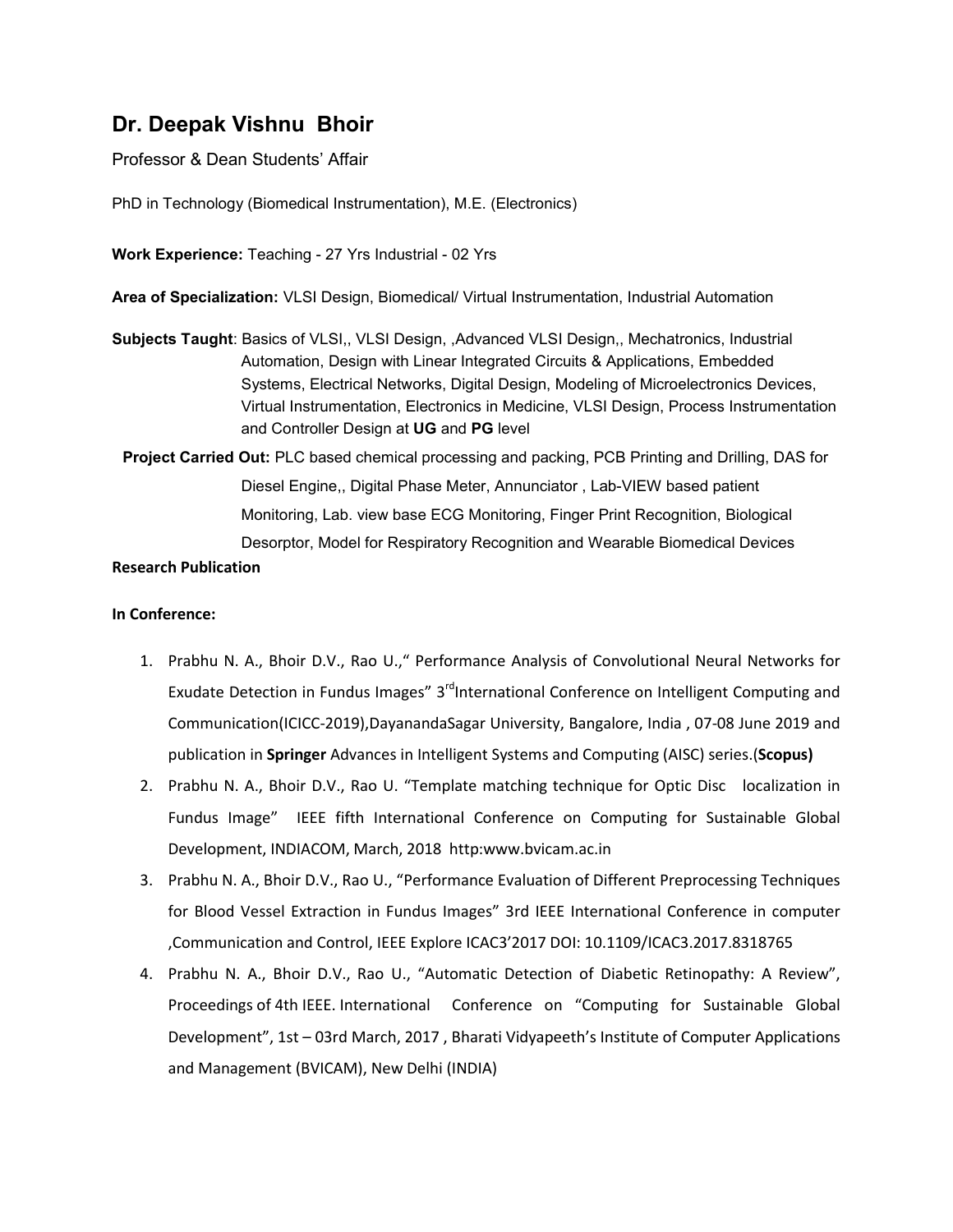# Dr. Deepak Vishnu Bhoir

Professor & Dean Students' Affair

PhD in Technology (Biomedical Instrumentation), M.E. (Electronics)

**Work Experience:** Teaching - 27 Yrs Industrial - 02 Yrs

**Area of Specialization:** VLSI Design, Biomedical/ Virtual Instrumentation, Industrial Automation

**Subjects Taught**: Basics of VLSI,, VLSI Design, ,Advanced VLSI Design,, Mechatronics, Industrial Automation, Design with Linear Integrated Circuits & Applications, Embedded Systems, Electrical Networks, Digital Design, Modeling of Microelectronics Devices, Virtual Instrumentation, Electronics in Medicine, VLSI Design, Process Instrumentation and Controller Design at **UG** and **PG** level

**Project Carried Out:** PLC based chemical processing and packing, PCB Printing and Drilling, DAS for Diesel Engine,, Digital Phase Meter, Annunciator , Lab-VIEW based patient Monitoring, Lab. view base ECG Monitoring, Finger Print Recognition, Biological Desorptor, Model for Respiratory Recognition and Wearable Biomedical Devices

**Research Publication**

**In Conference:**

1. Prabhu N. A., Bhoir D.V., Rao U.," Performance Analysis of Convolutional Neural Networks for Exudate Detection in Fundus Images" 3rd International Conference on Intelligent Computing and Communication(ICICC-2019),DayanandaSagar University, Bangalore, India , 07-08 June 2019 and publication in **Springer** Advances in Intelligent Systems and Computing (AISC) series.(**Scopus)**
2. Prabhu N. A., Bhoir D.V., Rao U. "Template matching technique for Optic Disc localization in Fundus Image" IEEE fifth International Conference on Computing for Sustainable Global Development, INDIACOM, March, 2018 http:www.bvicam.ac.in
3. Prabhu N. A., Bhoir D.V., Rao U., "Performance Evaluation of Different Preprocessing Techniques for Blood Vessel Extraction in Fundus Images" 3rd IEEE International Conference in computer ,Communication and Control, IEEE Explore ICAC3'2017 DOI: 10.1109/ICAC3.2017.8318765
4. Prabhu N. A., Bhoir D.V., Rao U., "Automatic Detection of Diabetic Retinopathy: A Review", Proceedings of 4th IEEE. International Conference on "Computing for Sustainable Global Development", 1st – 03rd March, 2017 , Bharati Vidyapeeth's Institute of Computer Applications and Management (BVICAM), New Delhi (INDIA)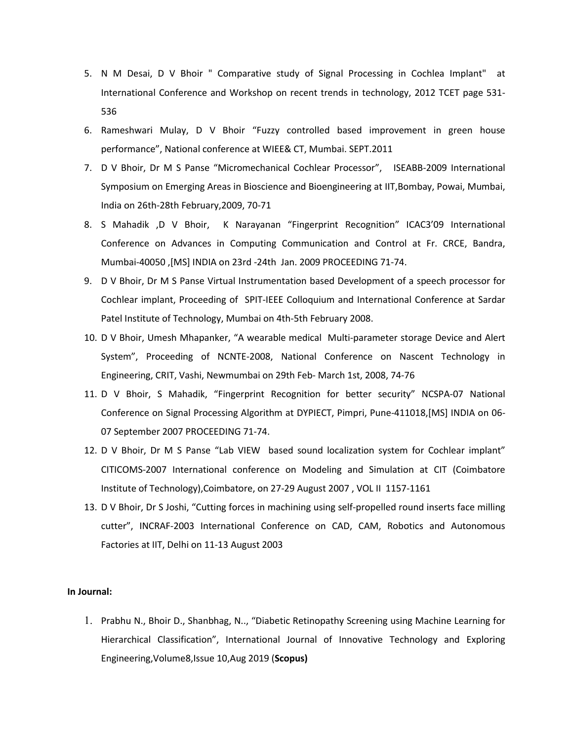5. N M Desai, D V Bhoir " Comparative study of Signal Processing in Cochlea Implant" at International Conference and Workshop on recent trends in technology, 2012 TCET page 531-536
6. Rameshwari Mulay, D V Bhoir “Fuzzy controlled based improvement in green house performance”, National conference at WIEE& CT, Mumbai. SEPT.2011
7. D V Bhoir, Dr M S Panse “Micromechanical Cochlear Processor”, ISEABB-2009 International Symposium on Emerging Areas in Bioscience and Bioengineering at IIT,Bombay, Powai, Mumbai, India on 26th-28th February,2009, 70-71
8. S Mahadik ,D V Bhoir, K Narayanan “Fingerprint Recognition” ICAC3’09 International Conference on Advances in Computing Communication and Control at Fr. CRCE, Bandra, Mumbai-40050 ,[MS] INDIA on 23rd -24th Jan. 2009 PROCEEDING 71-74.
9. D V Bhoir, Dr M S Panse Virtual Instrumentation based Development of a speech processor for Cochlear implant, Proceeding of SPIT-IEEE Colloquium and International Conference at Sardar Patel Institute of Technology, Mumbai on 4th-5th February 2008.
10. D V Bhoir, Umesh Mhapanker, “A wearable medical Multi-parameter storage Device and Alert System”, Proceeding of NCNTE-2008, National Conference on Nascent Technology in Engineering, CRIT, Vashi, Newmumbai on 29th Feb- March 1st, 2008, 74-76
11. D V Bhoir, S Mahadik, “Fingerprint Recognition for better security” NCSPA-07 National Conference on Signal Processing Algorithm at DYPIECT, Pimpri, Pune-411018,[MS] INDIA on 06-07 September 2007 PROCEEDING 71-74.
12. D V Bhoir, Dr M S Panse “Lab VIEW based sound localization system for Cochlear implant” CITICOMS-2007 International conference on Modeling and Simulation at CIT (Coimbatore Institute of Technology),Coimbatore, on 27-29 August 2007 , VOL II 1157-1161
13. D V Bhoir, Dr S Joshi, “Cutting forces in machining using self-propelled round inserts face milling cutter”, INCRAF-2003 International Conference on CAD, CAM, Robotics and Autonomous Factories at IIT, Delhi on 11-13 August 2003

**In Journal:**

1. Prabhu N., Bhoir D., Shanbhag, N.., “Diabetic Retinopathy Screening using Machine Learning for Hierarchical Classification”, International Journal of Innovative Technology and Exploring Engineering,Volume8,Issue 10,Aug 2019 (**Scopus)**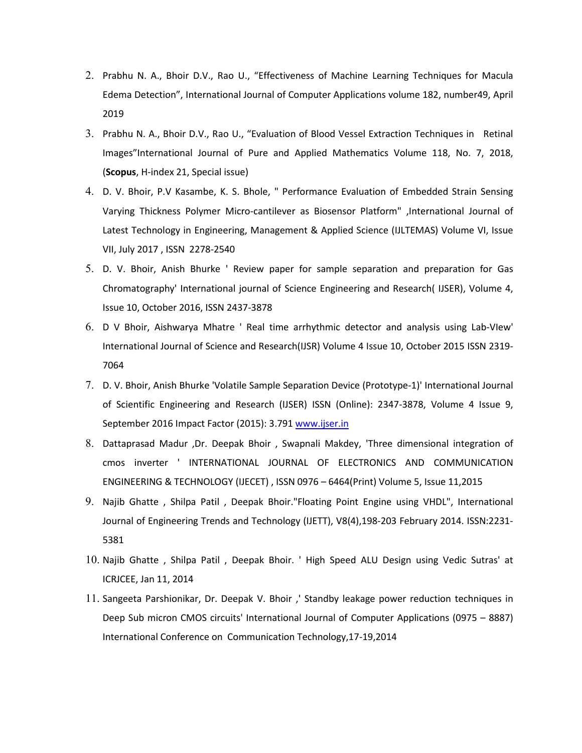2. Prabhu N. A., Bhoir D.V., Rao U., “Effectiveness of Machine Learning Techniques for Macula Edema Detection”, International Journal of Computer Applications volume 182, number49, April 2019
3. Prabhu N. A., Bhoir D.V., Rao U., “Evaluation of Blood Vessel Extraction Techniques in Retinal Images”International Journal of Pure and Applied Mathematics Volume 118, No. 7, 2018, (**Scopus**, H-index 21, Special issue)
4. D. V. Bhoir, P.V Kasambe, K. S. Bhole, " Performance Evaluation of Embedded Strain Sensing Varying Thickness Polymer Micro-cantilever as Biosensor Platform" ,International Journal of Latest Technology in Engineering, Management & Applied Science (IJLTEMAS) Volume VI, Issue VII, July 2017 , ISSN 2278-2540
5. D. V. Bhoir, Anish Bhurke ' Review paper for sample separation and preparation for Gas Chromatography' International journal of Science Engineering and Research( IJSER), Volume 4, Issue 10, October 2016, ISSN 2437-3878
6. D V Bhoir, Aishwarya Mhatre ' Real time arrhythmic detector and analysis using Lab-VIew' International Journal of Science and Research(IJSR) Volume 4 Issue 10, October 2015 ISSN 2319-7064
7. D. V. Bhoir, Anish Bhurke 'Volatile Sample Separation Device (Prototype-1)' International Journal of Scientific Engineering and Research (IJSER) ISSN (Online): 2347-3878, Volume 4 Issue 9, September 2016 Impact Factor (2015): 3.791 [www.ijser.in](http://www.ijser.in)
8. Dattaprasad Madur ,Dr. Deepak Bhoir , Swapnali Makdey, 'Three dimensional integration of cmos inverter ' INTERNATIONAL JOURNAL OF ELECTRONICS AND COMMUNICATION ENGINEERING & TECHNOLOGY (IJECET) , ISSN 0976 – 6464(Print) Volume 5, Issue 11,2015
9. Najib Ghatte , Shilpa Patil , Deepak Bhoir."Floating Point Engine using VHDL", International Journal of Engineering Trends and Technology (IJETT), V8(4),198-203 February 2014. ISSN:2231-5381
10. Najib Ghatte , Shilpa Patil , Deepak Bhoir. ' High Speed ALU Design using Vedic Sutras' at ICRJCEE, Jan 11, 2014
11. Sangeeta Parshionikar, Dr. Deepak V. Bhoir ,' Standby leakage power reduction techniques in Deep Sub micron CMOS circuits' International Journal of Computer Applications (0975 – 8887) International Conference on Communication Technology,17-19,2014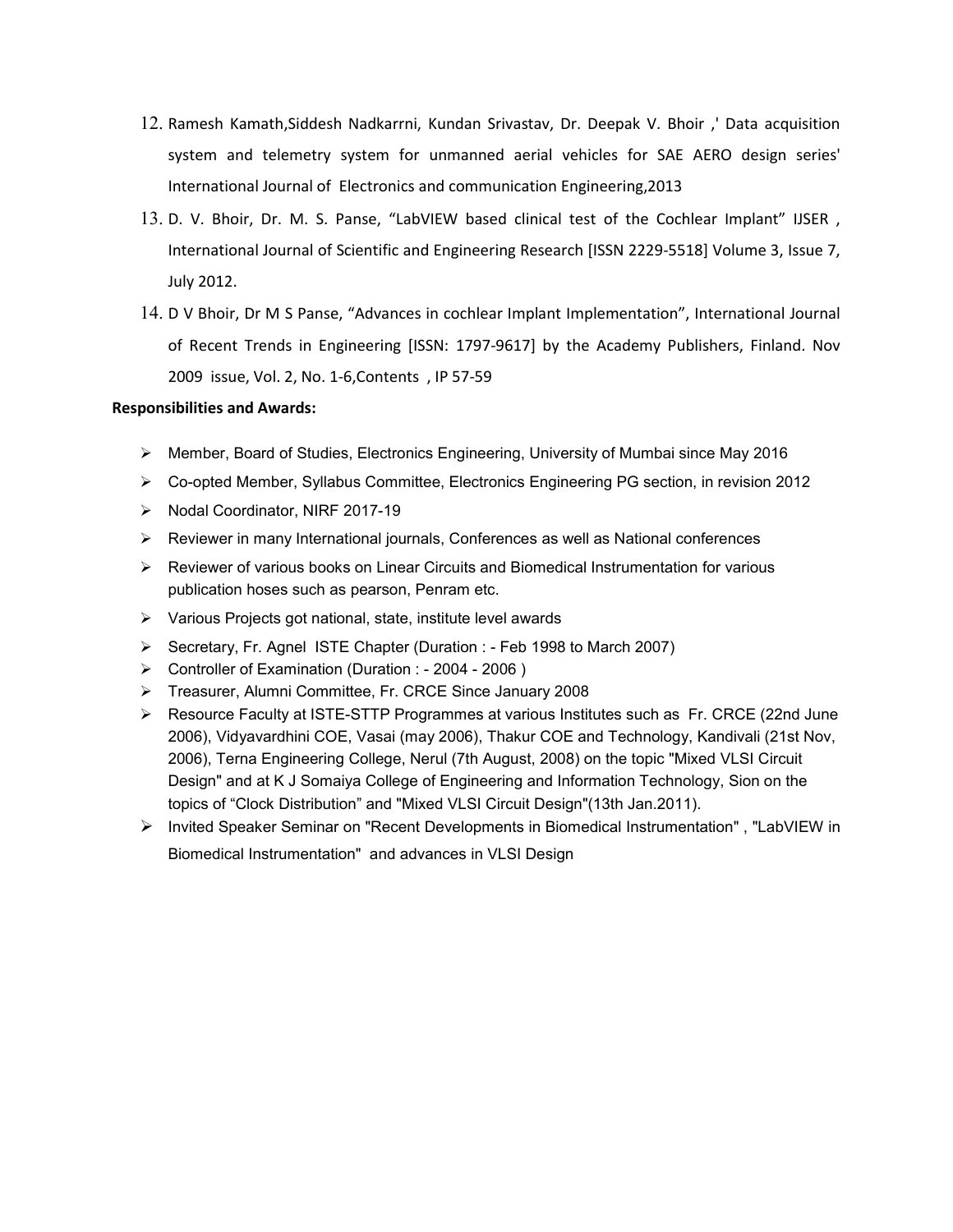12. Ramesh Kamath,Siddesh Nadkarrni, Kundan Srivastav, Dr. Deepak V. Bhoir ,' Data acquisition system and telemetry system for unmanned aerial vehicles for SAE AERO design series' International Journal of Electronics and communication Engineering,2013
13. D. V. Bhoir, Dr. M. S. Panse, "LabVIEW based clinical test of the Cochlear Implant" IJSER , International Journal of Scientific and Engineering Research [ISSN 2229-5518] Volume 3, Issue 7, July 2012.
14. D V Bhoir, Dr M S Panse, "Advances in cochlear Implant Implementation", International Journal of Recent Trends in Engineering [ISSN: 1797-9617] by the Academy Publishers, Finland. Nov 2009 issue, Vol. 2, No. 1-6,Contents , IP 57-59

**Responsibilities and Awards:**

- Member, Board of Studies, Electronics Engineering, University of Mumbai since May 2016
- Co-opted Member, Syllabus Committee, Electronics Engineering PG section, in revision 2012
- Nodal Coordinator, NIRF 2017-19
- Reviewer in many International journals, Conferences as well as National conferences
- Reviewer of various books on Linear Circuits and Biomedical Instrumentation for various publication hoses such as pearson, Penram etc.
- Various Projects got national, state, institute level awards
- Secretary, Fr. Agnel ISTE Chapter (Duration : - Feb 1998 to March 2007)
- Controller of Examination (Duration : - 2004 - 2006 )
- Treasurer, Alumni Committee, Fr. CRCE Since January 2008
- Resource Faculty at ISTE-STTP Programmes at various Institutes such as Fr. CRCE (22nd June 2006), Vidyavardhini COE, Vasai (may 2006), Thakur COE and Technology, Kandivali (21st Nov, 2006), Terna Engineering College, Nerul (7th August, 2008) on the topic "Mixed VLSI Circuit Design" and at K J Somaiya College of Engineering and Information Technology, Sion on the topics of "Clock Distribution" and "Mixed VLSI Circuit Design"(13th Jan.2011).
- Invited Speaker Seminar on "Recent Developments in Biomedical Instrumentation" , "LabVIEW in Biomedical Instrumentation" and advances in VLSI Design